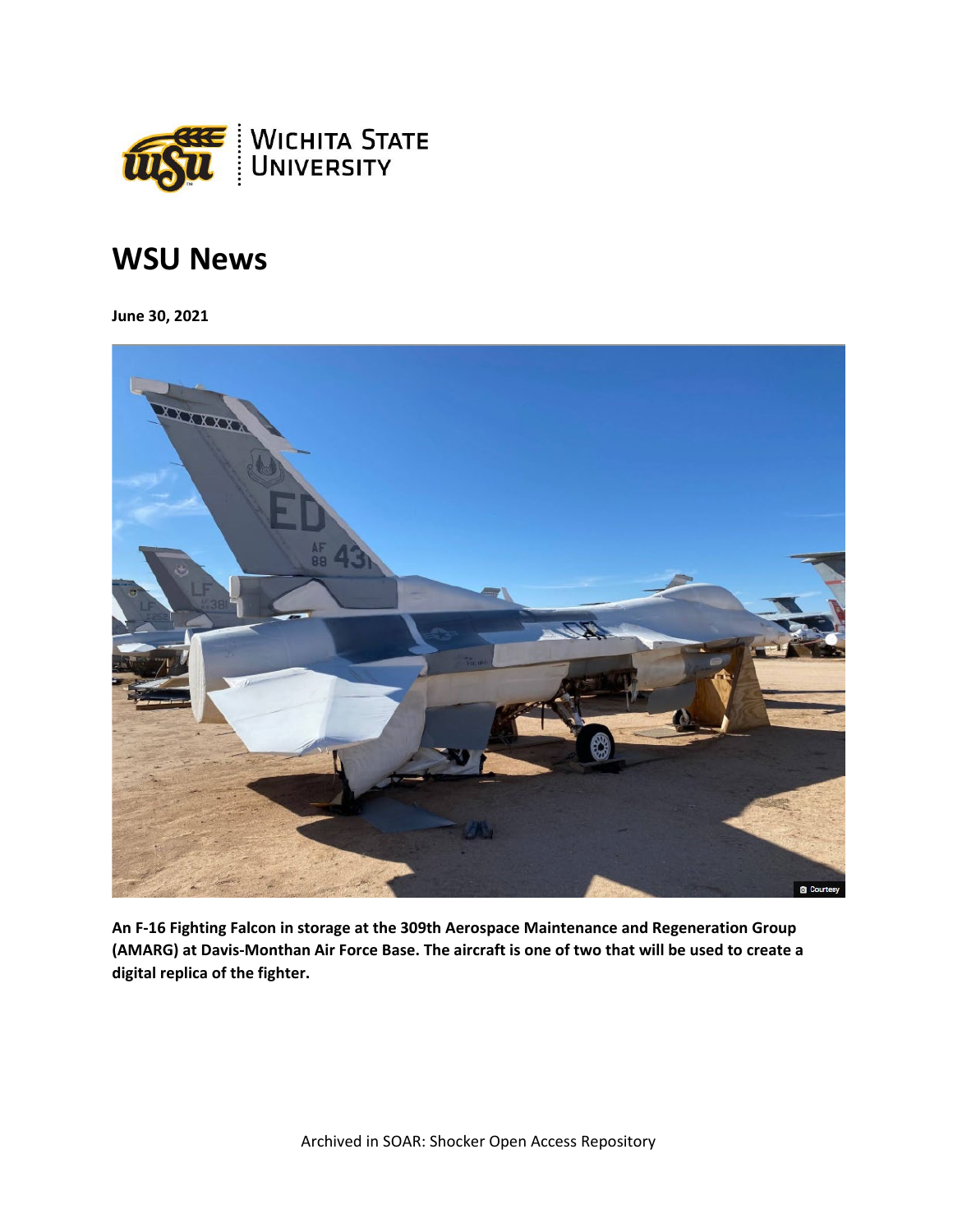# WSU News

**June 30, 2021**

**An F-16 Fighting Falcon in storage at the 309th Aerospace Maintenance and Regeneration Group (AMARG) at Davis-Monthan Air Force Base. The aircraft is one of two that will be used to create a digital replica of the fighter.**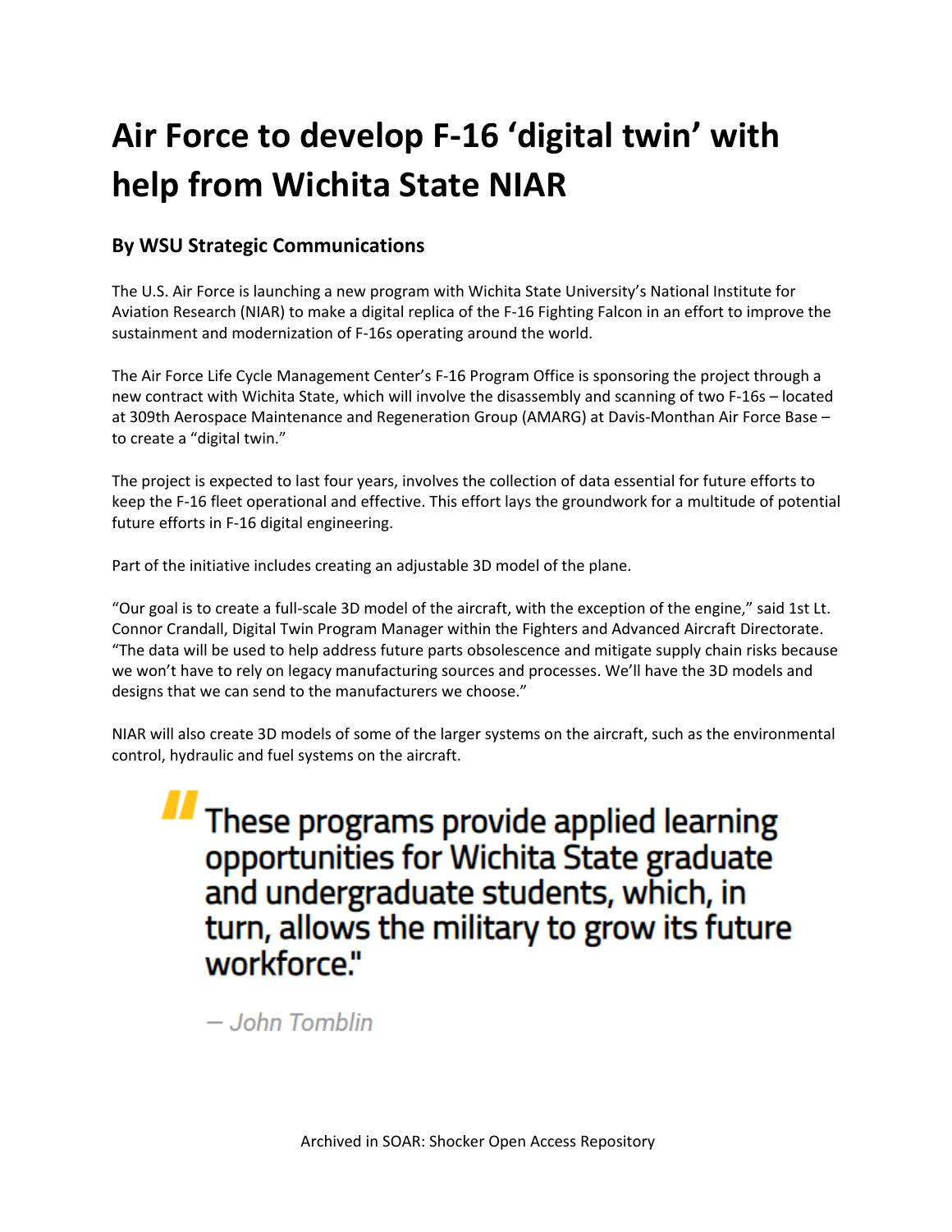# Air Force to develop F-16 'digital twin' with help from Wichita State NIAR

### By WSU Strategic Communications

The U.S. Air Force is launching a new program with Wichita State University's National Institute for Aviation Research (NIAR) to make a digital replica of the F-16 Fighting Falcon in an effort to improve the sustainment and modernization of F-16s operating around the world.

The Air Force Life Cycle Management Center's F-16 Program Office is sponsoring the project through a new contract with Wichita State, which will involve the disassembly and scanning of two F-16s – located at 309th Aerospace Maintenance and Regeneration Group (AMARG) at Davis-Monthan Air Force Base – to create a "digital twin."

The project is expected to last four years, involves the collection of data essential for future efforts to keep the F-16 fleet operational and effective. This effort lays the groundwork for a multitude of potential future efforts in F-16 digital engineering.

Part of the initiative includes creating an adjustable 3D model of the plane.

"Our goal is to create a full-scale 3D model of the aircraft, with the exception of the engine," said 1st Lt. Connor Crandall, Digital Twin Program Manager within the Fighters and Advanced Aircraft Directorate. "The data will be used to help address future parts obsolescence and mitigate supply chain risks because we won't have to rely on legacy manufacturing sources and processes. We'll have the 3D models and designs that we can send to the manufacturers we choose."

NIAR will also create 3D models of some of the larger systems on the aircraft, such as the environmental control, hydraulic and fuel systems on the aircraft.

> "These programs provide applied learning opportunities for Wichita State graduate and undergraduate students, which, in turn, allows the military to grow its future workforce."
>
> — *John Tomblin*

Archived in SOAR: Shocker Open Access Repository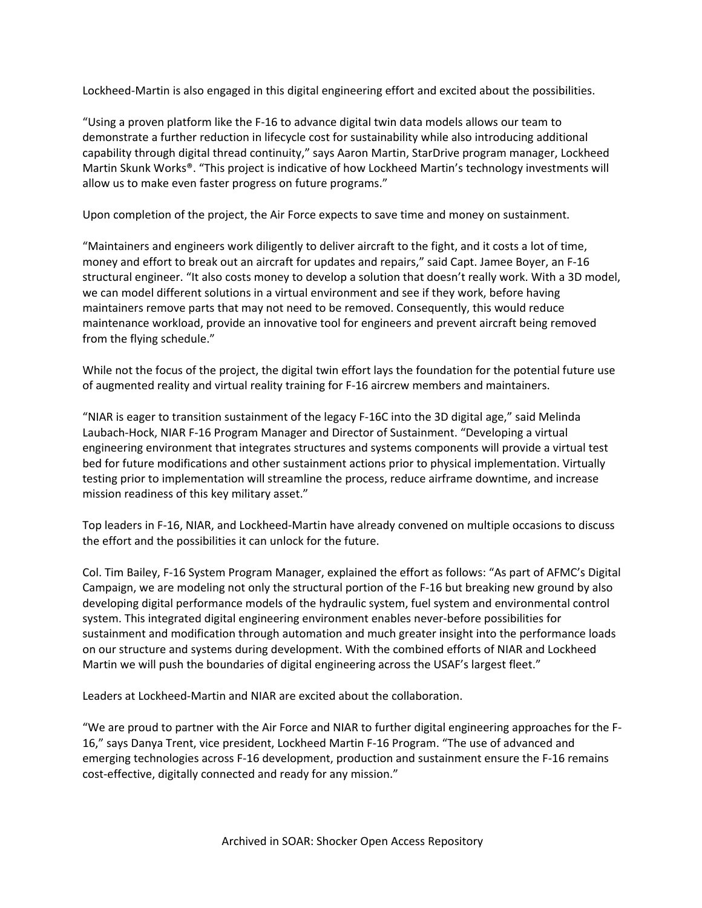Lockheed-Martin is also engaged in this digital engineering effort and excited about the possibilities.

"Using a proven platform like the F-16 to advance digital twin data models allows our team to demonstrate a further reduction in lifecycle cost for sustainability while also introducing additional capability through digital thread continuity," says Aaron Martin, StarDrive program manager, Lockheed Martin Skunk Works®. "This project is indicative of how Lockheed Martin's technology investments will allow us to make even faster progress on future programs."

Upon completion of the project, the Air Force expects to save time and money on sustainment.

"Maintainers and engineers work diligently to deliver aircraft to the fight, and it costs a lot of time, money and effort to break out an aircraft for updates and repairs," said Capt. Jamee Boyer, an F-16 structural engineer. "It also costs money to develop a solution that doesn't really work. With a 3D model, we can model different solutions in a virtual environment and see if they work, before having maintainers remove parts that may not need to be removed. Consequently, this would reduce maintenance workload, provide an innovative tool for engineers and prevent aircraft being removed from the flying schedule."

While not the focus of the project, the digital twin effort lays the foundation for the potential future use of augmented reality and virtual reality training for F-16 aircrew members and maintainers.

"NIAR is eager to transition sustainment of the legacy F-16C into the 3D digital age," said Melinda Laubach-Hock, NIAR F-16 Program Manager and Director of Sustainment. "Developing a virtual engineering environment that integrates structures and systems components will provide a virtual test bed for future modifications and other sustainment actions prior to physical implementation. Virtually testing prior to implementation will streamline the process, reduce airframe downtime, and increase mission readiness of this key military asset."

Top leaders in F-16, NIAR, and Lockheed-Martin have already convened on multiple occasions to discuss the effort and the possibilities it can unlock for the future.

Col. Tim Bailey, F-16 System Program Manager, explained the effort as follows: "As part of AFMC's Digital Campaign, we are modeling not only the structural portion of the F-16 but breaking new ground by also developing digital performance models of the hydraulic system, fuel system and environmental control system. This integrated digital engineering environment enables never-before possibilities for sustainment and modification through automation and much greater insight into the performance loads on our structure and systems during development. With the combined efforts of NIAR and Lockheed Martin we will push the boundaries of digital engineering across the USAF's largest fleet."

Leaders at Lockheed-Martin and NIAR are excited about the collaboration.

"We are proud to partner with the Air Force and NIAR to further digital engineering approaches for the F-16," says Danya Trent, vice president, Lockheed Martin F-16 Program. "The use of advanced and emerging technologies across F-16 development, production and sustainment ensure the F-16 remains cost-effective, digitally connected and ready for any mission."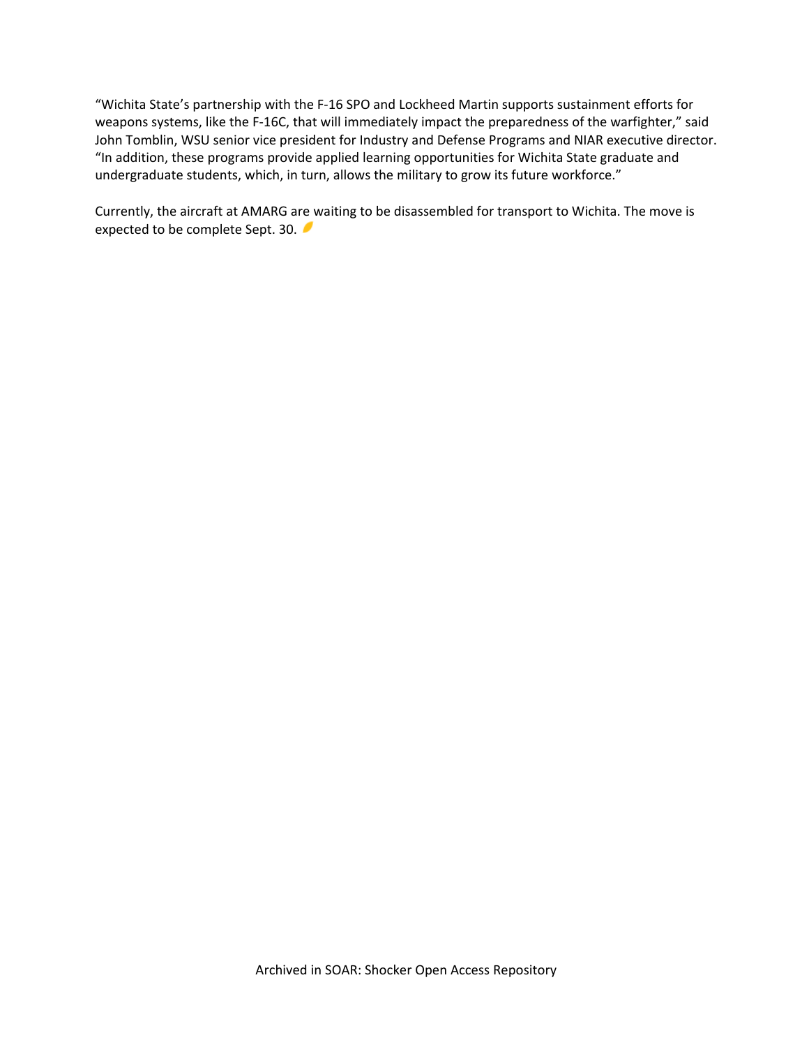"Wichita State's partnership with the F-16 SPO and Lockheed Martin supports sustainment efforts for weapons systems, like the F-16C, that will immediately impact the preparedness of the warfighter," said John Tomblin, WSU senior vice president for Industry and Defense Programs and NIAR executive director. "In addition, these programs provide applied learning opportunities for Wichita State graduate and undergraduate students, which, in turn, allows the military to grow its future workforce."

Currently, the aircraft at AMARG are waiting to be disassembled for transport to Wichita. The move is expected to be complete Sept. 30.

Archived in SOAR: Shocker Open Access Repository